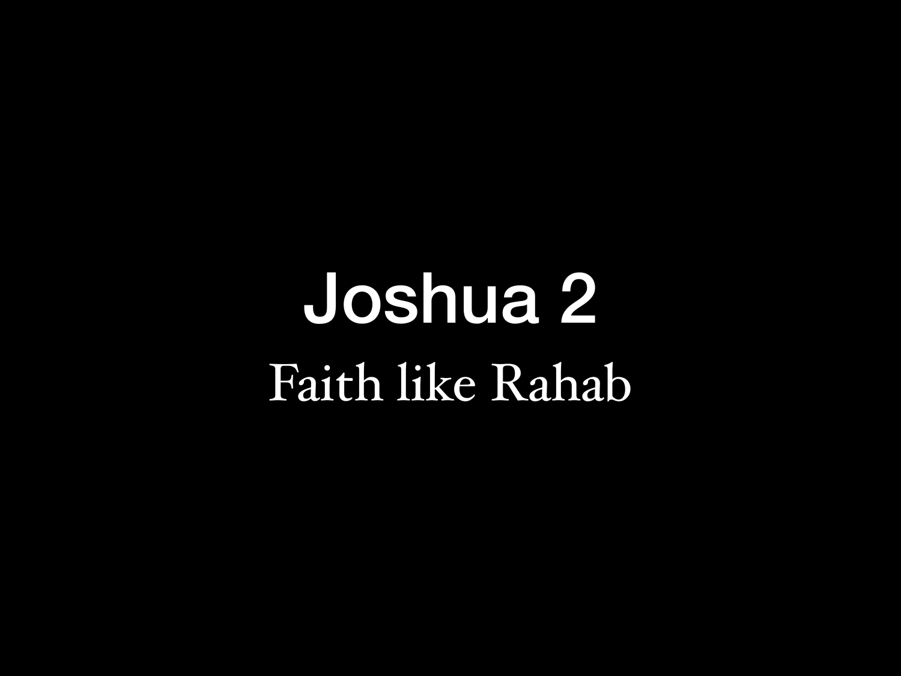# Joshua 2

Faith like Rahab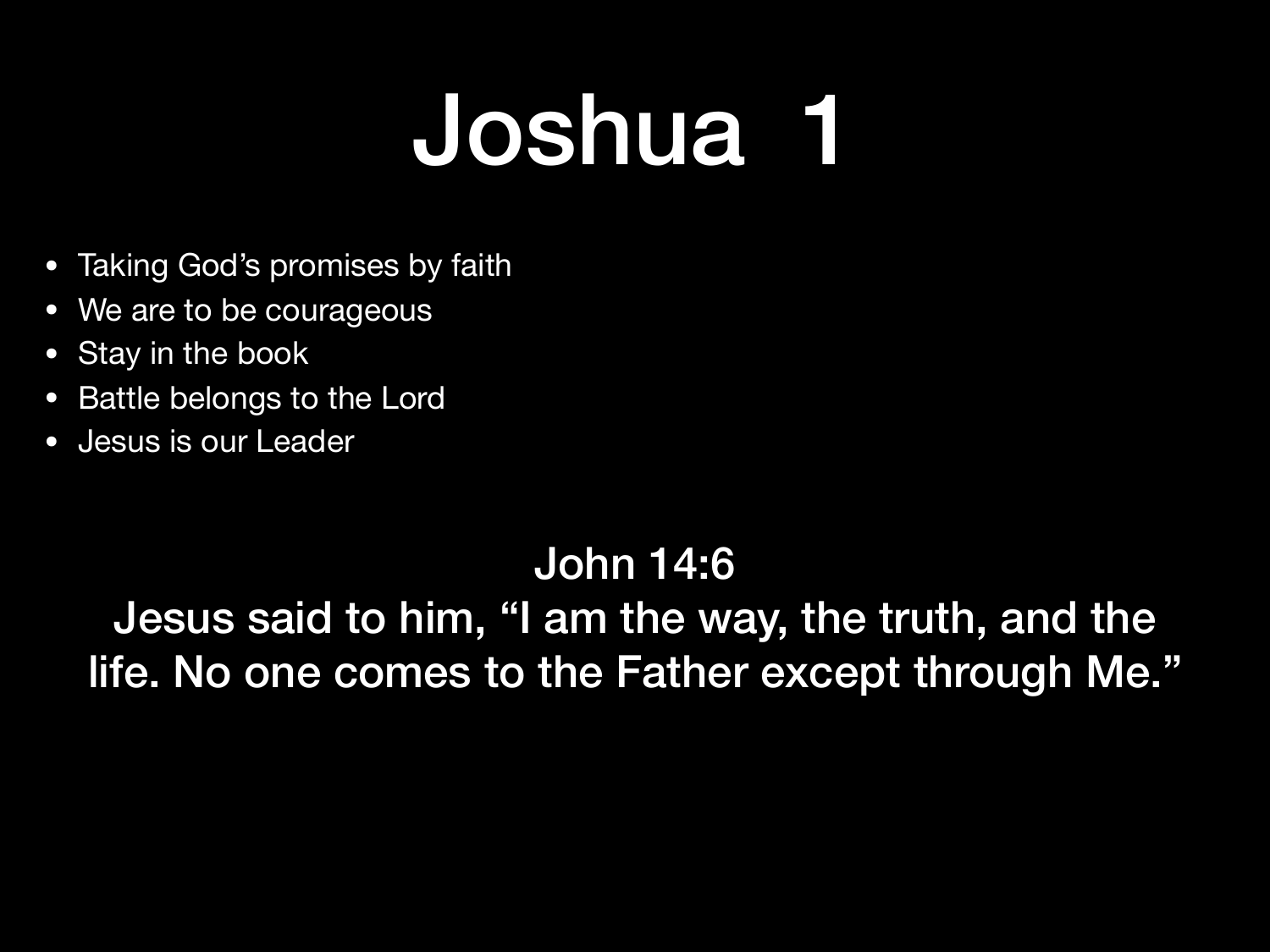# Joshua 1

- Taking God's promises by faith
- We are to be courageous
- Stay in the book
- Battle belongs to the Lord
- Jesus is our Leader

**John 14:6**
**Jesus said to him, "I am the way, the truth, and the life. No one comes to the Father except through Me."**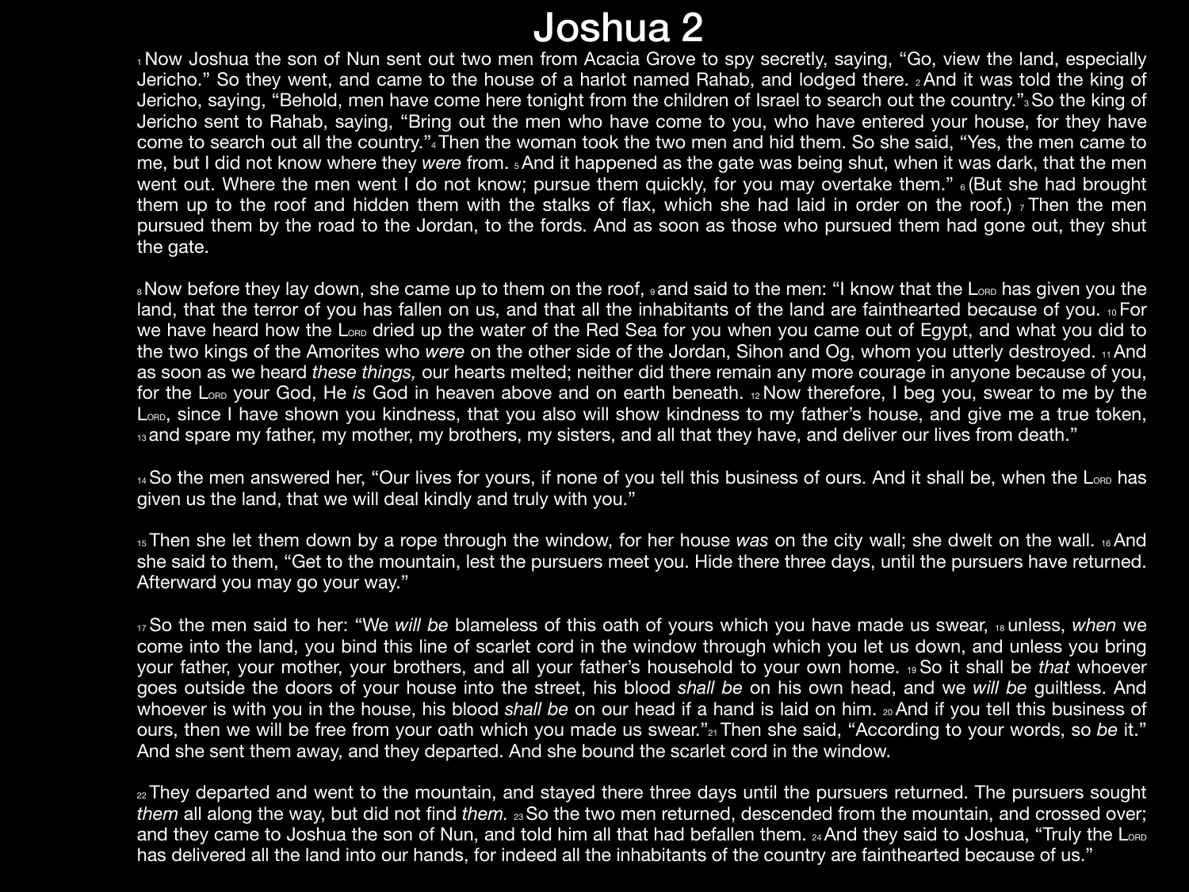# Joshua 2

[1] Now Joshua the son of Nun sent out two men from Acacia Grove to spy secretly, saying, "Go, view the land, especially Jericho." So they went, and came to the house of a harlot named Rahab, and lodged there. [2] And it was told the king of Jericho, saying, "Behold, men have come here tonight from the children of Israel to search out the country." [3] So the king of Jericho sent to Rahab, saying, "Bring out the men who have come to you, who have entered your house, for they have come to search out all the country." [4] Then the woman took the two men and hid them. So she said, "Yes, the men came to me, but I did not know where they *were* from. [5] And it happened as the gate was being shut, when it was dark, that the men went out. Where the men went I do not know; pursue them quickly, for you may overtake them." [6] (But she had brought them up to the roof and hidden them with the stalks of flax, which she had laid in order on the roof.) [7] Then the men pursued them by the road to the Jordan, to the fords. And as soon as those who pursued them had gone out, they shut the gate.

[8] Now before they lay down, she came up to them on the roof, [9] and said to the men: "I know that the LORD has given you the land, that the terror of you has fallen on us, and that all the inhabitants of the land are fainthearted because of you. [10] For we have heard how the LORD dried up the water of the Red Sea for you when you came out of Egypt, and what you did to the two kings of the Amorites who *were* on the other side of the Jordan, Sihon and Og, whom you utterly destroyed. [11] And as soon as we heard *these things,* our hearts melted; neither did there remain any more courage in anyone because of you, for the LORD your God, He *is* God in heaven above and on earth beneath. [12] Now therefore, I beg you, swear to me by the LORD, since I have shown you kindness, that you also will show kindness to my father's house, and give me a true token, [13] and spare my father, my mother, my brothers, my sisters, and all that they have, and deliver our lives from death."

[14] So the men answered her, "Our lives for yours, if none of you tell this business of ours. And it shall be, when the LORD has given us the land, that we will deal kindly and truly with you."

[15] Then she let them down by a rope through the window, for her house *was* on the city wall; she dwelt on the wall. [16] And she said to them, "Get to the mountain, lest the pursuers meet you. Hide there three days, until the pursuers have returned. Afterward you may go your way."

[17] So the men said to her: "We *will be* blameless of this oath of yours which you have made us swear, [18] unless, *when* we come into the land, you bind this line of scarlet cord in the window through which you let us down, and unless you bring your father, your mother, your brothers, and all your father's household to your own home. [19] So it shall be *that* whoever goes outside the doors of your house into the street, his blood *shall be* on his own head, and we *will be* guiltless. And whoever is with you in the house, his blood *shall be* on our head if a hand is laid on him. [20] And if you tell this business of ours, then we will be free from your oath which you made us swear." [21] Then she said, "According to your words, so *be* it." And she sent them away, and they departed. And she bound the scarlet cord in the window.

[22] They departed and went to the mountain, and stayed there three days until the pursuers returned. The pursuers sought *them* all along the way, but did not find *them.* [23] So the two men returned, descended from the mountain, and crossed over; and they came to Joshua the son of Nun, and told him all that had befallen them. [24] And they said to Joshua, "Truly the LORD has delivered all the land into our hands, for indeed all the inhabitants of the country are fainthearted because of us."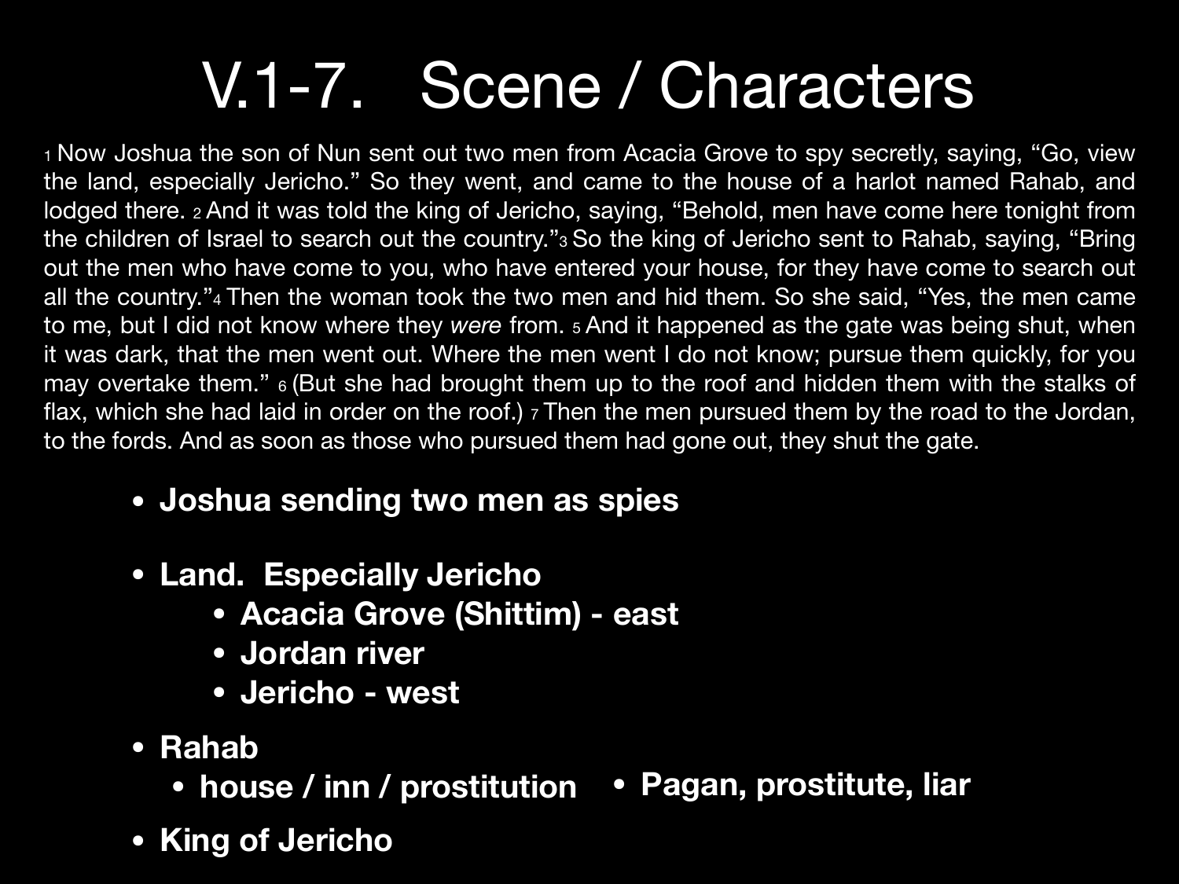# V.1-7. Scene / Characters

[1] Now Joshua the son of Nun sent out two men from Acacia Grove to spy secretly, saying, "Go, view the land, especially Jericho." So they went, and came to the house of a harlot named Rahab, and lodged there. [2] And it was told the king of Jericho, saying, "Behold, men have come here tonight from the children of Israel to search out the country."[3] So the king of Jericho sent to Rahab, saying, "Bring out the men who have come to you, who have entered your house, for they have come to search out all the country."[4] Then the woman took the two men and hid them. So she said, "Yes, the men came to me, but I did not know where they *were* from. [5] And it happened as the gate was being shut, when it was dark, that the men went out. Where the men went I do not know; pursue them quickly, for you may overtake them." [6] (But she had brought them up to the roof and hidden them with the stalks of flax, which she had laid in order on the roof.) [7] Then the men pursued them by the road to the Jordan, to the fords. And as soon as those who pursued them had gone out, they shut the gate.

- **Joshua sending two men as spies**
- **Land. Especially Jericho**
  - **Acacia Grove (Shittim) - east**
  - **Jordan river**
  - **Jericho - west**
- **Rahab**
  - **house / inn / prostitution**
  - **Pagan, prostitute, liar**
- **King of Jericho**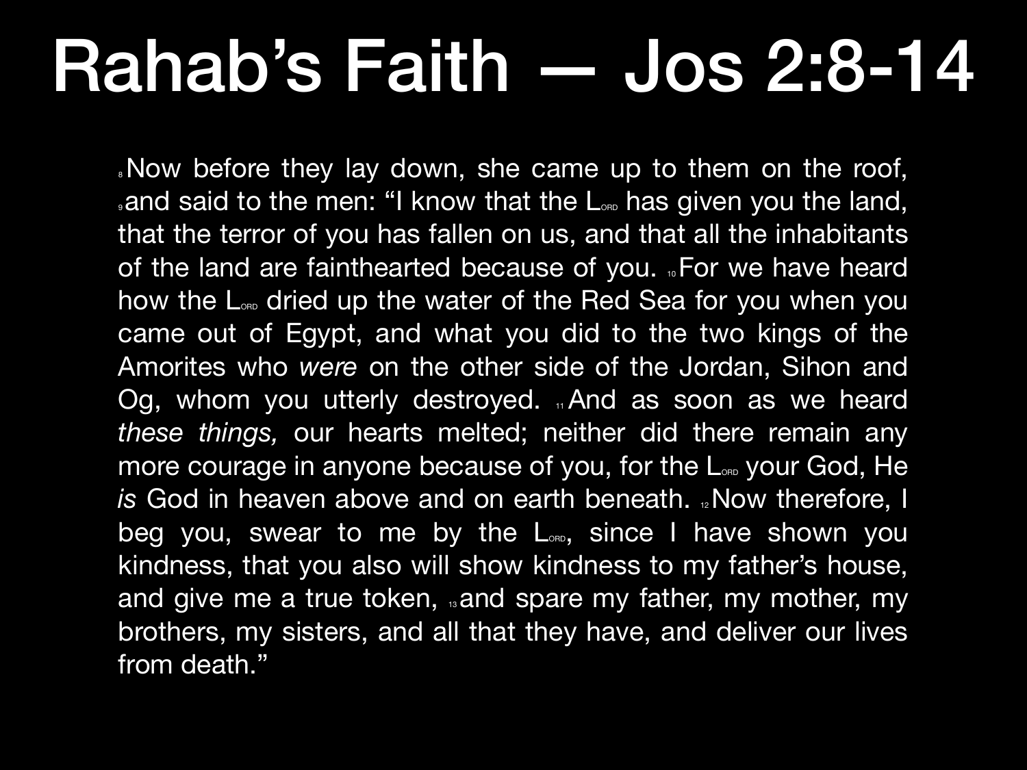# Rahab's Faith — Jos 2:8-14

[8] Now before they lay down, she came up to them on the roof, [9] and said to the men: "I know that the LORD has given you the land, that the terror of you has fallen on us, and that all the inhabitants of the land are fainthearted because of you. [10] For we have heard how the LORD dried up the water of the Red Sea for you when you came out of Egypt, and what you did to the two kings of the Amorites who *were* on the other side of the Jordan, Sihon and Og, whom you utterly destroyed. [11] And as soon as we heard *these things,* our hearts melted; neither did there remain any more courage in anyone because of you, for the LORD your God, He *is* God in heaven above and on earth beneath. [12] Now therefore, I beg you, swear to me by the LORD, since I have shown you kindness, that you also will show kindness to my father's house, and give me a true token, [13] and spare my father, my mother, my brothers, my sisters, and all that they have, and deliver our lives from death."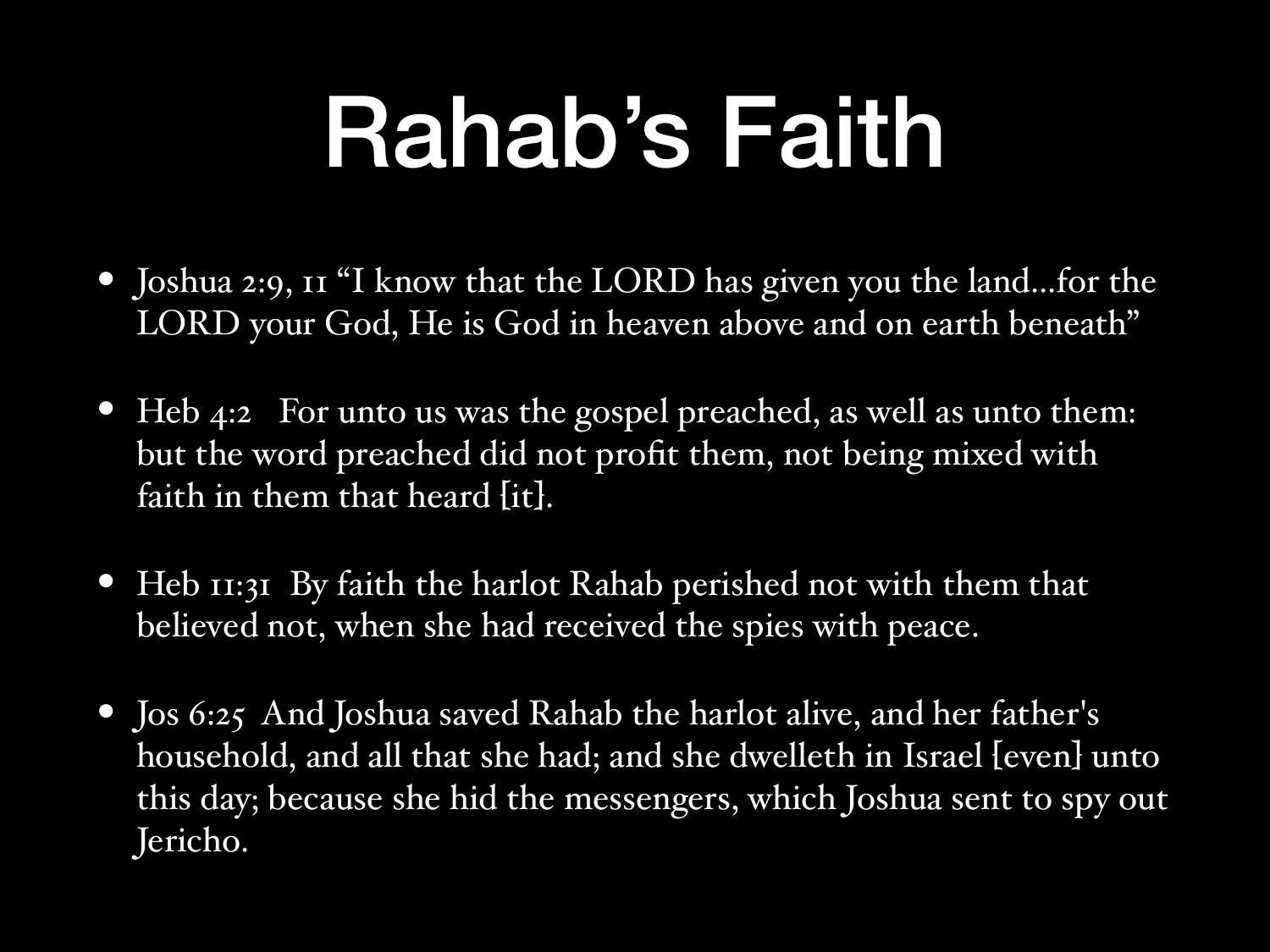# Rahab's Faith

- Joshua 2:9, 11 "I know that the LORD has given you the land...for the LORD your God, He is God in heaven above and on earth beneath"
- Heb 4:2 For unto us was the gospel preached, as well as unto them: but the word preached did not profit them, not being mixed with faith in them that heard [it].
- Heb 11:31 By faith the harlot Rahab perished not with them that believed not, when she had received the spies with peace.
- Jos 6:25 And Joshua saved Rahab the harlot alive, and her father's household, and all that she had; and she dwelleth in Israel [even] unto this day; because she hid the messengers, which Joshua sent to spy out Jericho.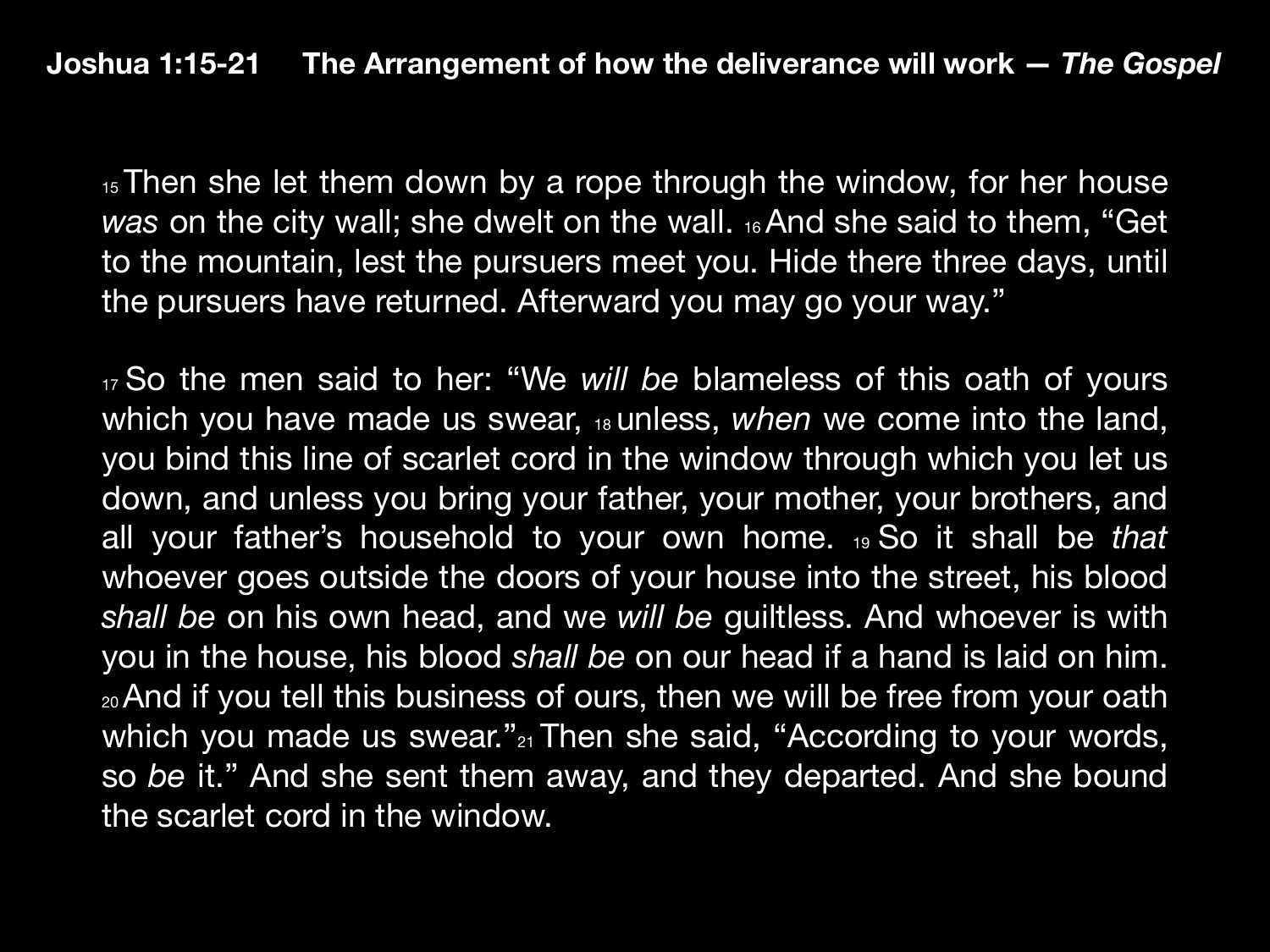**Joshua 1:15-21 The Arrangement of how the deliverance will work — *The Gospel***

15 Then she let them down by a rope through the window, for her house *was* on the city wall; she dwelt on the wall. 16 And she said to them, “Get to the mountain, lest the pursuers meet you. Hide there three days, until the pursuers have returned. Afterward you may go your way.”

17 So the men said to her: “We *will be* blameless of this oath of yours which you have made us swear, 18 unless, *when* we come into the land, you bind this line of scarlet cord in the window through which you let us down, and unless you bring your father, your mother, your brothers, and all your father’s household to your own home. 19 So it shall be *that* whoever goes outside the doors of your house into the street, his blood *shall be* on his own head, and we *will be* guiltless. And whoever is with you in the house, his blood *shall be* on our head if a hand is laid on him. 20 And if you tell this business of ours, then we will be free from your oath which you made us swear.” 21 Then she said, “According to your words, so *be* it.” And she sent them away, and they departed. And she bound the scarlet cord in the window.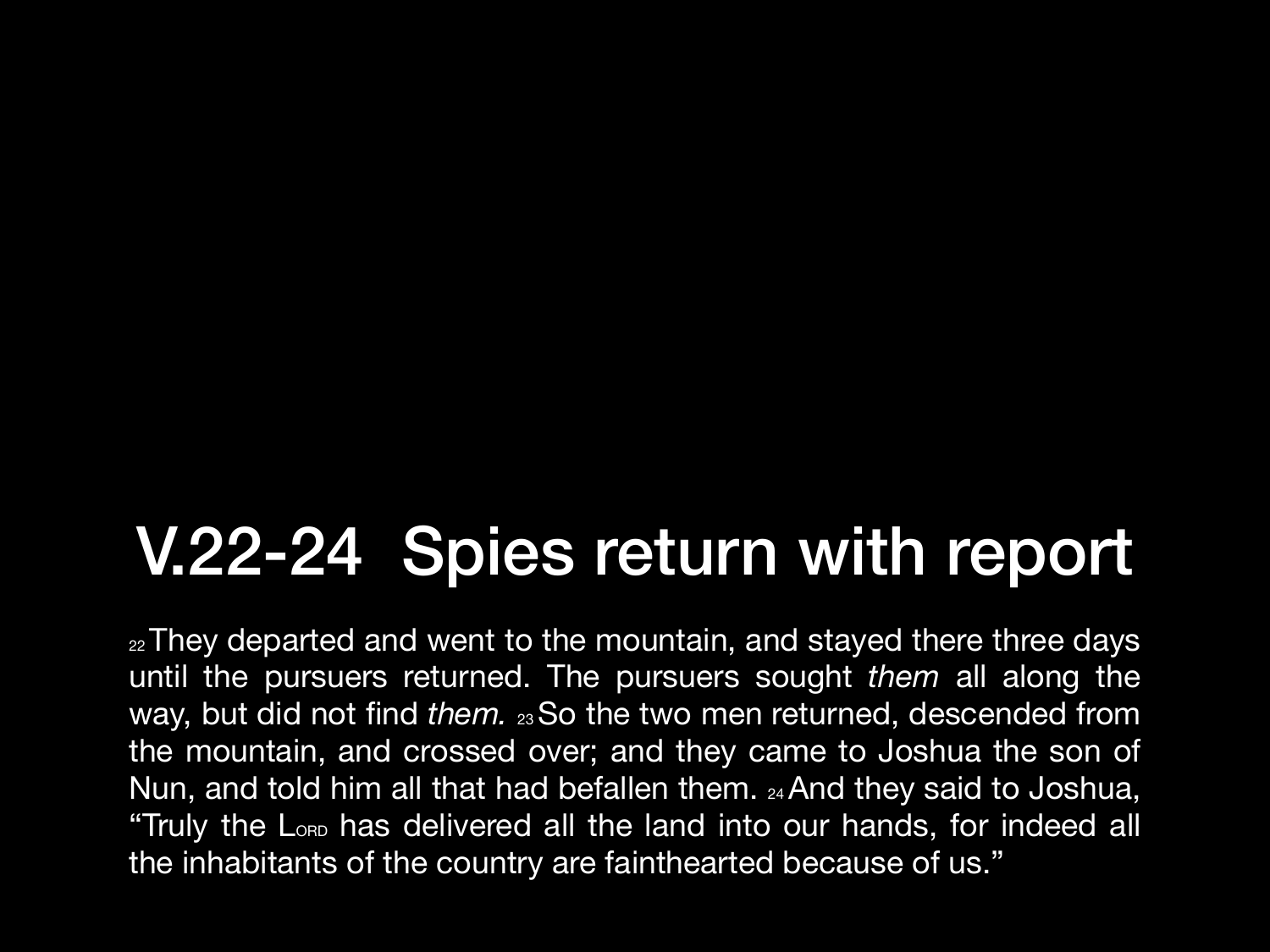# V.22-24 Spies return with report

[22] They departed and went to the mountain, and stayed there three days until the pursuers returned. The pursuers sought *them* all along the way, but did not find *them.* [23] So the two men returned, descended from the mountain, and crossed over; and they came to Joshua the son of Nun, and told him all that had befallen them. [24] And they said to Joshua, "Truly the LORD has delivered all the land into our hands, for indeed all the inhabitants of the country are fainthearted because of us."